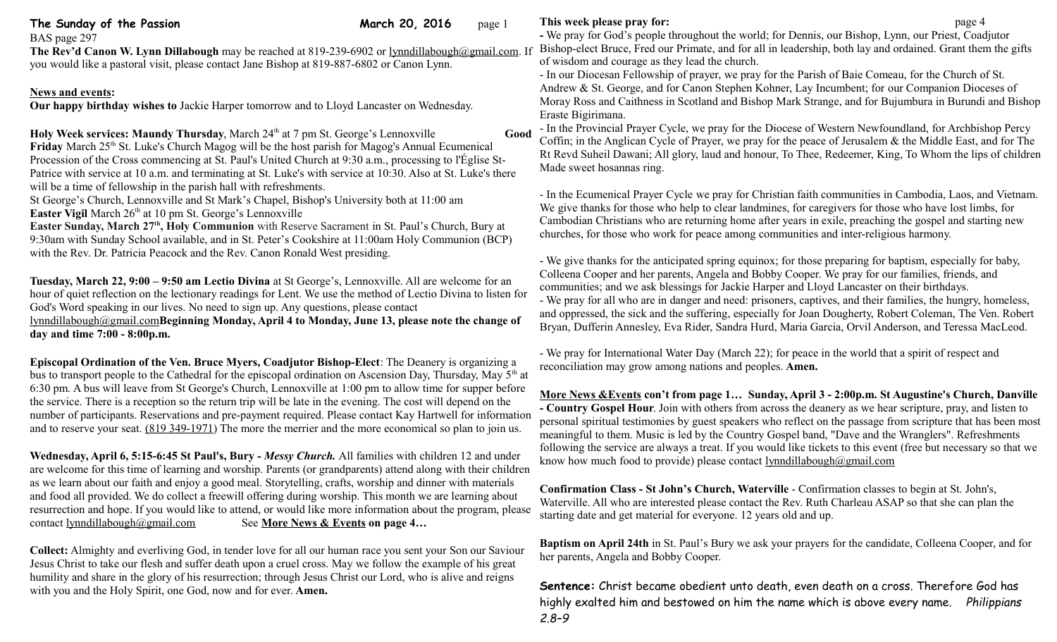**The Sunday of the Passion** **March 20, 2016**

BAS page 297

**The Rev'd Canon W. Lynn Dillabough** may be reached at 819-239-6902 or lynndillabough@gmail.com. If you would like a pastoral visit, please contact Jane Bishop at 819-887-6802 or Canon Lynn.

**News and events:**

**Our happy birthday wishes to** Jackie Harper tomorrow and to Lloyd Lancaster on Wednesday.

**Holy Week services: Maundy Thursday**, March 24th at 7 pm St. George's Lennoxville **Good Friday** March 25th St. Luke's Church Magog will be the host parish for Magog's Annual Ecumenical Procession of the Cross commencing at St. Paul's United Church at 9:30 a.m., processing to l'Église St-Patrice with service at 10 a.m. and terminating at St. Luke's with service at 10:30. Also at St. Luke's there will be a time of fellowship in the parish hall with refreshments.

St George's Church, Lennoxville and St Mark's Chapel, Bishop's University both at 11:00 am

**Easter Vigil** March 26th at 10 pm St. George's Lennoxville

**Easter Sunday, March 27th, Holy Communion** with Reserve Sacrament in St. Paul's Church, Bury at 9:30am with Sunday School available, and in St. Peter's Cookshire at 11:00am Holy Communion (BCP) with the Rev. Dr. Patricia Peacock and the Rev. Canon Ronald West presiding.

**Tuesday, March 22, 9:00 – 9:50 am Lectio Divina** at St George's, Lennoxville. All are welcome for an hour of quiet reflection on the lectionary readings for Lent. We use the method of Lectio Divina to listen for God's Word speaking in our lives. No need to sign up. Any questions, please contact lynndillabough@gmail.com**Beginning Monday, April 4 to Monday, June 13, please note the change of day and time 7:00 - 8:00p.m.**

**Episcopal Ordination of the Ven. Bruce Myers, Coadjutor Bishop-Elect**: The Deanery is organizing a bus to transport people to the Cathedral for the episcopal ordination on Ascension Day, Thursday, May 5th at 6:30 pm. A bus will leave from St George's Church, Lennoxville at 1:00 pm to allow time for supper before the service. There is a reception so the return trip will be late in the evening. The cost will depend on the number of participants. Reservations and pre-payment required. Please contact Kay Hartwell for information and to reserve your seat. (819 349-1971) The more the merrier and the more economical so plan to join us.

**Wednesday, April 6, 5:15-6:45 St Paul's, Bury -** ***Messy Church.*** All families with children 12 and under are welcome for this time of learning and worship. Parents (or grandparents) attend along with their children as we learn about our faith and enjoy a good meal. Storytelling, crafts, worship and dinner with materials and food all provided. We do collect a freewill offering during worship. This month we are learning about resurrection and hope. If you would like to attend, or would like more information about the program, please contact lynndillabough@gmail.com See **More News & Events on page 4…**

**Collect:** Almighty and everliving God, in tender love for all our human race you sent your Son our Saviour Jesus Christ to take our flesh and suffer death upon a cruel cross. May we follow the example of his great humility and share in the glory of his resurrection; through Jesus Christ our Lord, who is alive and reigns with you and the Holy Spirit, one God, now and for ever. **Amen.**

**This week please pray for:**

- We pray for God's people throughout the world; for Dennis, our Bishop, Lynn, our Priest, Coadjutor Bishop-elect Bruce, Fred our Primate, and for all in leadership, both lay and ordained. Grant them the gifts of wisdom and courage as they lead the church.
- In our Diocesan Fellowship of prayer, we pray for the Parish of Baie Comeau, for the Church of St. Andrew & St. George, and for Canon Stephen Kohner, Lay Incumbent; for our Companion Dioceses of Moray Ross and Caithness in Scotland and Bishop Mark Strange, and for Bujumbura in Burundi and Bishop Eraste Bigirimana.
- In the Provincial Prayer Cycle, we pray for the Diocese of Western Newfoundland, for Archbishop Percy Coffin; in the Anglican Cycle of Prayer, we pray for the peace of Jerusalem & the Middle East, and for The Rt Revd Suheil Dawani; All glory, laud and honour, To Thee, Redeemer, King, To Whom the lips of children Made sweet hosannas ring.
- In the Ecumenical Prayer Cycle we pray for Christian faith communities in Cambodia, Laos, and Vietnam. We give thanks for those who help to clear landmines, for caregivers for those who have lost limbs, for Cambodian Christians who are returning home after years in exile, preaching the gospel and starting new churches, for those who work for peace among communities and inter-religious harmony.
- We give thanks for the anticipated spring equinox; for those preparing for baptism, especially for baby, Colleena Cooper and her parents, Angela and Bobby Cooper. We pray for our families, friends, and communities; and we ask blessings for Jackie Harper and Lloyd Lancaster on their birthdays.
- We pray for all who are in danger and need: prisoners, captives, and their families, the hungry, homeless, and oppressed, the sick and the suffering, especially for Joan Dougherty, Robert Coleman, The Ven. Robert Bryan, Dufferin Annesley, Eva Rider, Sandra Hurd, Maria Garcia, Orvil Anderson, and Teressa MacLeod.
- We pray for International Water Day (March 22); for peace in the world that a spirit of respect and reconciliation may grow among nations and peoples. **Amen.**

**More News &Events con't from page 1… Sunday, April 3 - 2:00p.m. St Augustine's Church, Danville - Country Gospel Hour**. Join with others from across the deanery as we hear scripture, pray, and listen to personal spiritual testimonies by guest speakers who reflect on the passage from scripture that has been most meaningful to them. Music is led by the Country Gospel band, "Dave and the Wranglers". Refreshments following the service are always a treat. If you would like tickets to this event (free but necessary so that we know how much food to provide) please contact lynndillabough@gmail.com

**Confirmation Class - St John's Church, Waterville** - Confirmation classes to begin at St. John's, Waterville. All who are interested please contact the Rev. Ruth Charleau ASAP so that she can plan the starting date and get material for everyone. 12 years old and up.

**Baptism on April 24th** in St. Paul's Bury we ask your prayers for the candidate, Colleena Cooper, and for her parents, Angela and Bobby Cooper.

**Sentence:** Christ became obedient unto death, even death on a cross. Therefore God has highly exalted him and bestowed on him the name which is above every name. *Philippians 2.8–9*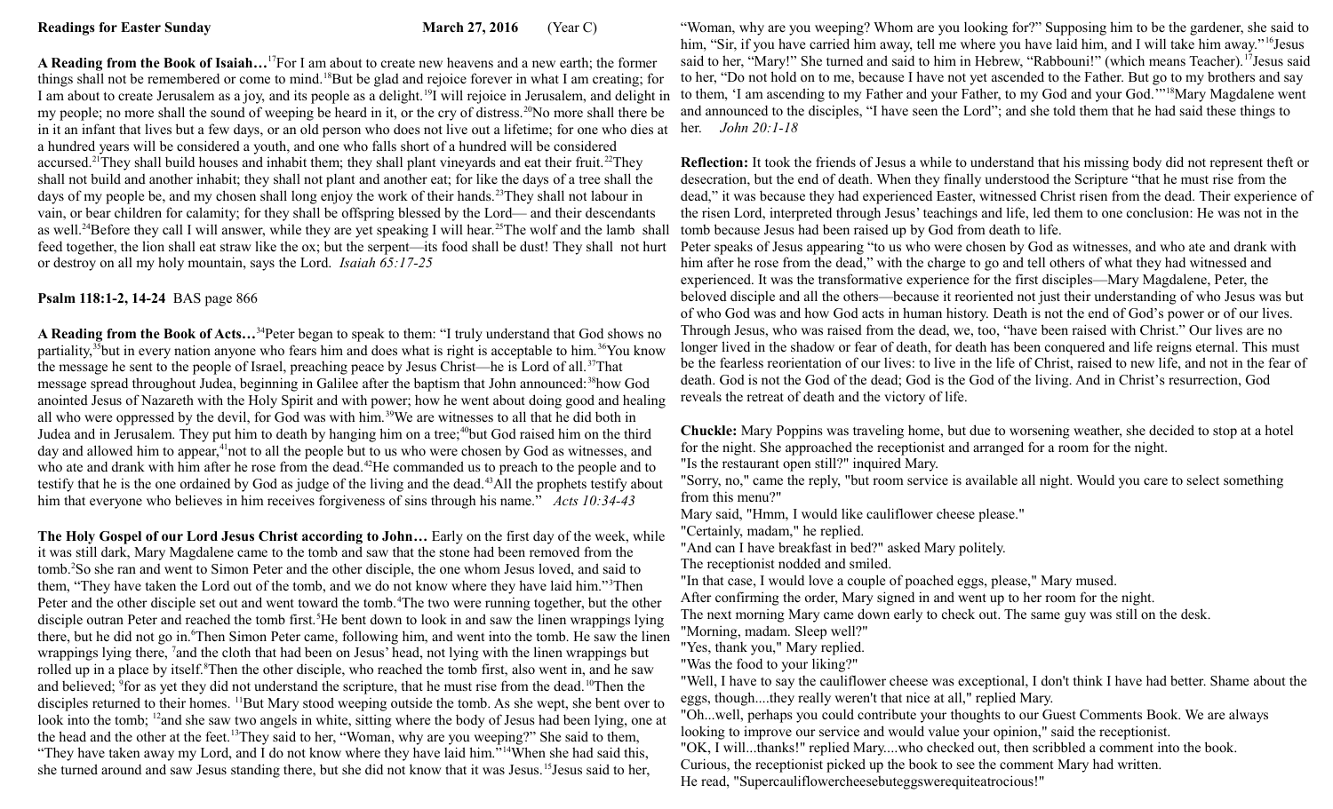**Readings for Easter Sunday** **March 27, 2016** (Year C)

**A Reading from the Book of Isaiah…** [17]For I am about to create new heavens and a new earth; the former things shall not be remembered or come to mind.[18]But be glad and rejoice forever in what I am creating; for I am about to create Jerusalem as a joy, and its people as a delight.[19]I will rejoice in Jerusalem, and delight in my people; no more shall the sound of weeping be heard in it, or the cry of distress.[20]No more shall there be in it an infant that lives but a few days, or an old person who does not live out a lifetime; for one who dies at a hundred years will be considered a youth, and one who falls short of a hundred will be considered accursed.[21]They shall build houses and inhabit them; they shall plant vineyards and eat their fruit.[22]They shall not build and another inhabit; they shall not plant and another eat; for like the days of a tree shall the days of my people be, and my chosen shall long enjoy the work of their hands.[23]They shall not labour in vain, or bear children for calamity; for they shall be offspring blessed by the Lord— and their descendants as well.[24]Before they call I will answer, while they are yet speaking I will hear.[25]The wolf and the lamb shall feed together, the lion shall eat straw like the ox; but the serpent—its food shall be dust! They shall not hurt or destroy on all my holy mountain, says the Lord. *Isaiah 65:17-25*

**Psalm 118:1-2, 14-24** BAS page 866

**A Reading from the Book of Acts…** [34]Peter began to speak to them: "I truly understand that God shows no partiality,[35]but in every nation anyone who fears him and does what is right is acceptable to him.[36]You know the message he sent to the people of Israel, preaching peace by Jesus Christ—he is Lord of all.[37]That message spread throughout Judea, beginning in Galilee after the baptism that John announced:[38]how God anointed Jesus of Nazareth with the Holy Spirit and with power; how he went about doing good and healing all who were oppressed by the devil, for God was with him.[39]We are witnesses to all that he did both in Judea and in Jerusalem. They put him to death by hanging him on a tree;[40]but God raised him on the third day and allowed him to appear,[41]not to all the people but to us who were chosen by God as witnesses, and who ate and drank with him after he rose from the dead.[42]He commanded us to preach to the people and to testify that he is the one ordained by God as judge of the living and the dead.[43]All the prophets testify about him that everyone who believes in him receives forgiveness of sins through his name." *Acts 10:34-43*

**The Holy Gospel of our Lord Jesus Christ according to John…** Early on the first day of the week, while it was still dark, Mary Magdalene came to the tomb and saw that the stone had been removed from the tomb.[2]So she ran and went to Simon Peter and the other disciple, the one whom Jesus loved, and said to them, "They have taken the Lord out of the tomb, and we do not know where they have laid him."[3]Then Peter and the other disciple set out and went toward the tomb.[4]The two were running together, but the other disciple outran Peter and reached the tomb first.[5]He bent down to look in and saw the linen wrappings lying there, but he did not go in.[6]Then Simon Peter came, following him, and went into the tomb. He saw the linen wrappings lying there, [7]and the cloth that had been on Jesus' head, not lying with the linen wrappings but rolled up in a place by itself.[8]Then the other disciple, who reached the tomb first, also went in, and he saw and believed; [9]for as yet they did not understand the scripture, that he must rise from the dead.[10]Then the disciples returned to their homes. [11]But Mary stood weeping outside the tomb. As she wept, she bent over to look into the tomb; [12]and she saw two angels in white, sitting where the body of Jesus had been lying, one at the head and the other at the feet.[13]They said to her, "Woman, why are you weeping?" She said to them, "They have taken away my Lord, and I do not know where they have laid him."[14]When she had said this, she turned around and saw Jesus standing there, but she did not know that it was Jesus.[15]Jesus said to her, "Woman, why are you weeping? Whom are you looking for?" Supposing him to be the gardener, she said to him, "Sir, if you have carried him away, tell me where you have laid him, and I will take him away."[16]Jesus said to her, "Mary!" She turned and said to him in Hebrew, "Rabbouni!" (which means Teacher).[17]Jesus said to her, "Do not hold on to me, because I have not yet ascended to the Father. But go to my brothers and say to them, 'I am ascending to my Father and your Father, to my God and your God.'"[18]Mary Magdalene went and announced to the disciples, "I have seen the Lord"; and she told them that he had said these things to her. *John 20:1-18*

**Reflection:** It took the friends of Jesus a while to understand that his missing body did not represent theft or desecration, but the end of death. When they finally understood the Scripture "that he must rise from the dead," it was because they had experienced Easter, witnessed Christ risen from the dead. Their experience of the risen Lord, interpreted through Jesus' teachings and life, led them to one conclusion: He was not in the tomb because Jesus had been raised up by God from death to life.

Peter speaks of Jesus appearing "to us who were chosen by God as witnesses, and who ate and drank with him after he rose from the dead," with the charge to go and tell others of what they had witnessed and experienced. It was the transformative experience for the first disciples—Mary Magdalene, Peter, the beloved disciple and all the others—because it reoriented not just their understanding of who Jesus was but of who God was and how God acts in human history. Death is not the end of God's power or of our lives. Through Jesus, who was raised from the dead, we, too, "have been raised with Christ." Our lives are no longer lived in the shadow or fear of death, for death has been conquered and life reigns eternal. This must be the fearless reorientation of our lives: to live in the life of Christ, raised to new life, and not in the fear of death. God is not the God of the dead; God is the God of the living. And in Christ's resurrection, God reveals the retreat of death and the victory of life.

**Chuckle:** Mary Poppins was traveling home, but due to worsening weather, she decided to stop at a hotel for the night. She approached the receptionist and arranged for a room for the night.

"Is the restaurant open still?" inquired Mary.

"Sorry, no," came the reply, "but room service is available all night. Would you care to select something from this menu?"

Mary said, "Hmm, I would like cauliflower cheese please."

"Certainly, madam," he replied.

"And can I have breakfast in bed?" asked Mary politely.

The receptionist nodded and smiled.

"In that case, I would love a couple of poached eggs, please," Mary mused.

After confirming the order, Mary signed in and went up to her room for the night.

The next morning Mary came down early to check out. The same guy was still on the desk.

"Morning, madam. Sleep well?"

"Yes, thank you," Mary replied.

"Was the food to your liking?"

"Well, I have to say the cauliflower cheese was exceptional, I don't think I have had better. Shame about the eggs, though....they really weren't that nice at all," replied Mary.

"Oh...well, perhaps you could contribute your thoughts to our Guest Comments Book. We are always looking to improve our service and would value your opinion," said the receptionist.

"OK, I will...thanks!" replied Mary....who checked out, then scribbled a comment into the book.

Curious, the receptionist picked up the book to see the comment Mary had written.

He read, "Supercauliflowercheesebuteggswerequiteatrocious!"